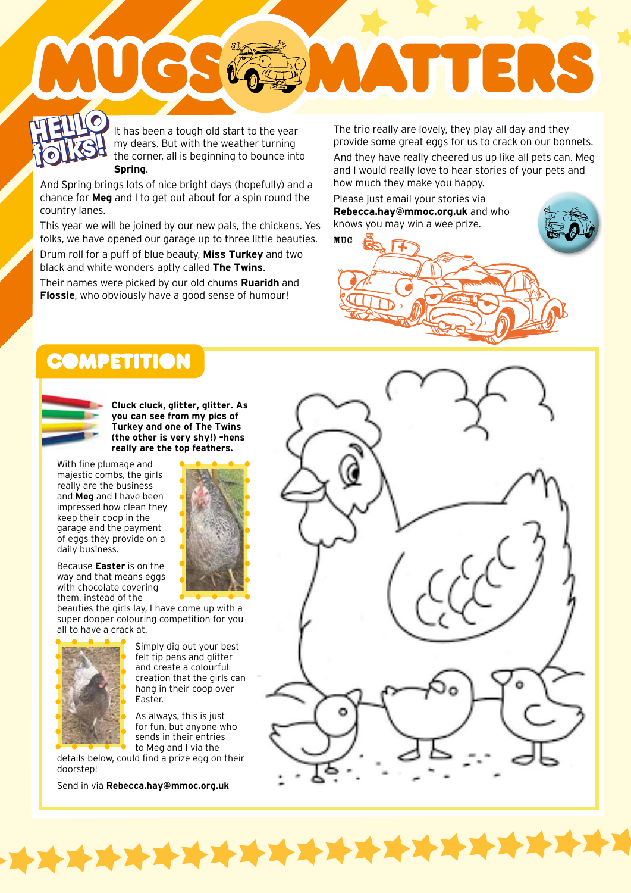# MUGS MATTERS

## HELLO folks!

It has been a tough old start to the year my dears. But with the weather turning the corner, all is beginning to bounce into **Spring**.

And Spring brings lots of nice bright days (hopefully) and a chance for **Meg** and I to get out about for a spin round the country lanes.

This year we will be joined by our new pals, the chickens. Yes folks, we have opened our garage up to three little beauties.

Drum roll for a puff of blue beauty, **Miss Turkey** and two black and white wonders aptly called **The Twins**.

Their names were picked by our old chums **Ruaridh** and **Flossie**, who obviously have a good sense of humour!

The trio really are lovely, they play all day and they provide some great eggs for us to crack on our bonnets.

And they have really cheered us up like all pets can. Meg and I would really love to hear stories of your pets and how much they make you happy.

Please just email your stories via **Rebecca.hay@mmoc.org.uk** and who knows you may win a wee prize.

MUG

## COMPETITION

**Cluck cluck, glitter, glitter. As you can see from my pics of Turkey and one of The Twins (the other is very shy!) –hens really are the top feathers.**

With fine plumage and majestic combs, the girls really are the business and **Meg** and I have been impressed how clean they keep their coop in the garage and the payment of eggs they provide on a daily business.

Because **Easter** is on the way and that means eggs with chocolate covering them, instead of the beauties the girls lay, I have come up with a super dooper colouring competition for you all to have a crack at.

Simply dig out your best felt tip pens and glitter and create a colourful creation that the girls can hang in their coop over Easter.

As always, this is just for fun, but anyone who sends in their entries to Meg and I via the details below, could find a prize egg on their doorstep!

Send in via **Rebecca.hay@mmoc.org.uk**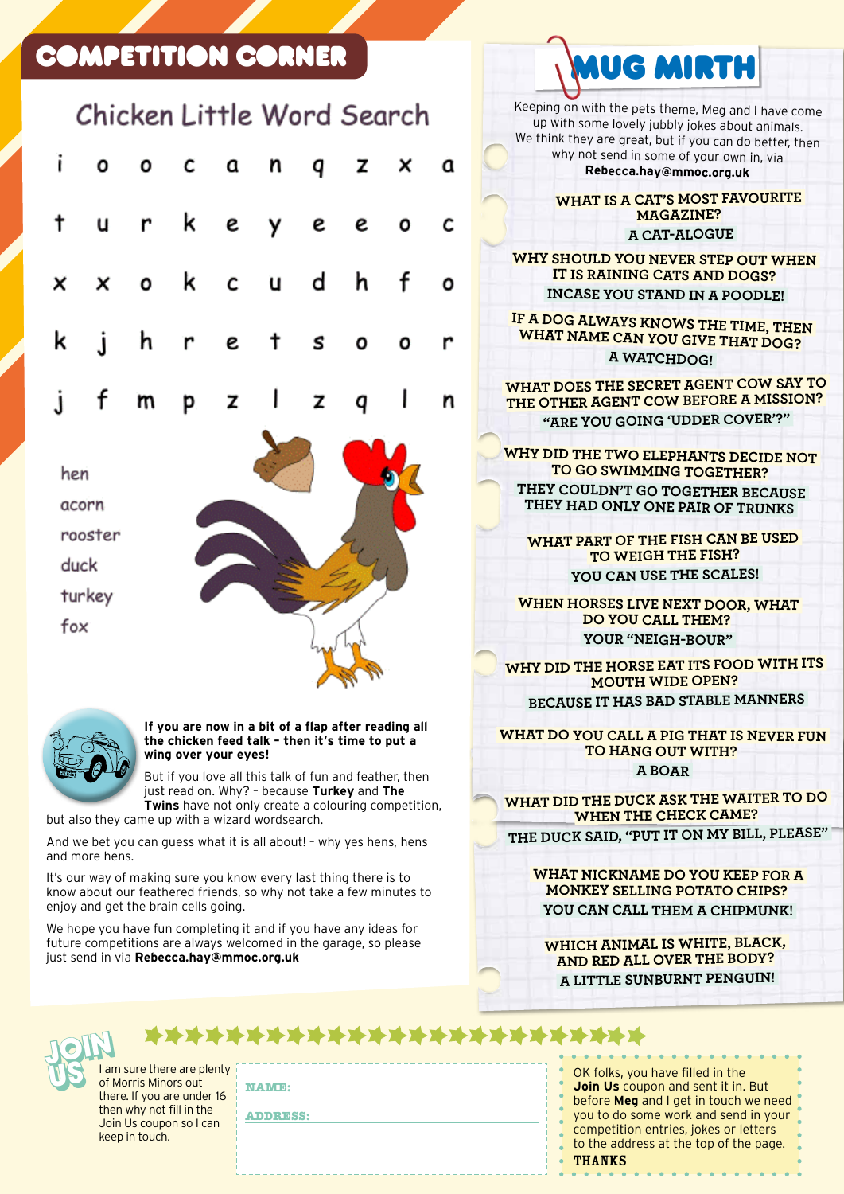# COMPETITION CORNER

## Chicken Little Word Search

| | | | | | | | | | |
|---|---|---|---|---|---|---|---|---|---|
| i | o | o | c | a | n | q | z | x | a |
| t | u | r | k | e | y | e | e | o | c |
| x | x | o | k | c | u | d | h | f | o |
| k | j | h | r | e | t | s | o | o | r |
| j | f | m | p | z | l | z | q | l | n |

hen
acorn
rooster
duck
turkey
fox

**If you are now in a bit of a flap after reading all the chicken feed talk – then it's time to put a wing over your eyes!**

But if you love all this talk of fun and feather, then just read on. Why? – because **Turkey** and **The Twins** have not only create a colouring competition, but also they came up with a wizard wordsearch.

And we bet you can guess what it is all about! – why yes hens, hens and more hens.

It's our way of making sure you know every last thing there is to know about our feathered friends, so why not take a few minutes to enjoy and get the brain cells going.

We hope you have fun completing it and if you have any ideas for future competitions are always welcomed in the garage, so please just send in via **Rebecca.hay@mmoc.org.uk**

# MUG MIRTH

Keeping on with the pets theme, Meg and I have come up with some lovely jubbly jokes about animals. We think they are great, but if you can do better, then why not send in some of your own in, via **Rebecca.hay@mmoc.org.uk**

WHAT IS A CAT'S MOST FAVOURITE MAGAZINE?
A CAT-ALOGUE

WHY SHOULD YOU NEVER STEP OUT WHEN IT IS RAINING CATS AND DOGS?
INCASE YOU STAND IN A POODLE!

IF A DOG ALWAYS KNOWS THE TIME, THEN WHAT NAME CAN YOU GIVE THAT DOG?
A WATCHDOG!

WHAT DOES THE SECRET AGENT COW SAY TO THE OTHER AGENT COW BEFORE A MISSION?
"ARE YOU GOING 'UDDER COVER'?"

WHY DID THE TWO ELEPHANTS DECIDE NOT TO GO SWIMMING TOGETHER?
THEY COULDN'T GO TOGETHER BECAUSE THEY HAD ONLY ONE PAIR OF TRUNKS

WHAT PART OF THE FISH CAN BE USED TO WEIGH THE FISH?
YOU CAN USE THE SCALES!

WHEN HORSES LIVE NEXT DOOR, WHAT DO YOU CALL THEM?
YOUR "NEIGH-BOUR"

WHY DID THE HORSE EAT ITS FOOD WITH ITS MOUTH WIDE OPEN?
BECAUSE IT HAS BAD STABLE MANNERS

WHAT DO YOU CALL A PIG THAT IS NEVER FUN TO HANG OUT WITH?
A BOAR

WHAT DID THE DUCK ASK THE WAITER TO DO WHEN THE CHECK CAME?
THE DUCK SAID, "PUT IT ON MY BILL, PLEASE"

WHAT NICKNAME DO YOU KEEP FOR A MONKEY SELLING POTATO CHIPS?
YOU CAN CALL THEM A CHIPMUNK!

WHICH ANIMAL IS WHITE, BLACK, AND RED ALL OVER THE BODY?
A LITTLE SUNBURNT PENGUIN!

# JOIN US

I am sure there are plenty of Morris Minors out there. If you are under 16 then why not fill in the Join Us coupon so I can keep in touch.

NAME:

ADDRESS:

OK folks, you have filled in the **Join Us** coupon and sent it in. But before **Meg** and I get in touch we need you to do some work and send in your competition entries, jokes or letters to the address at the top of the page.
**THANKS**